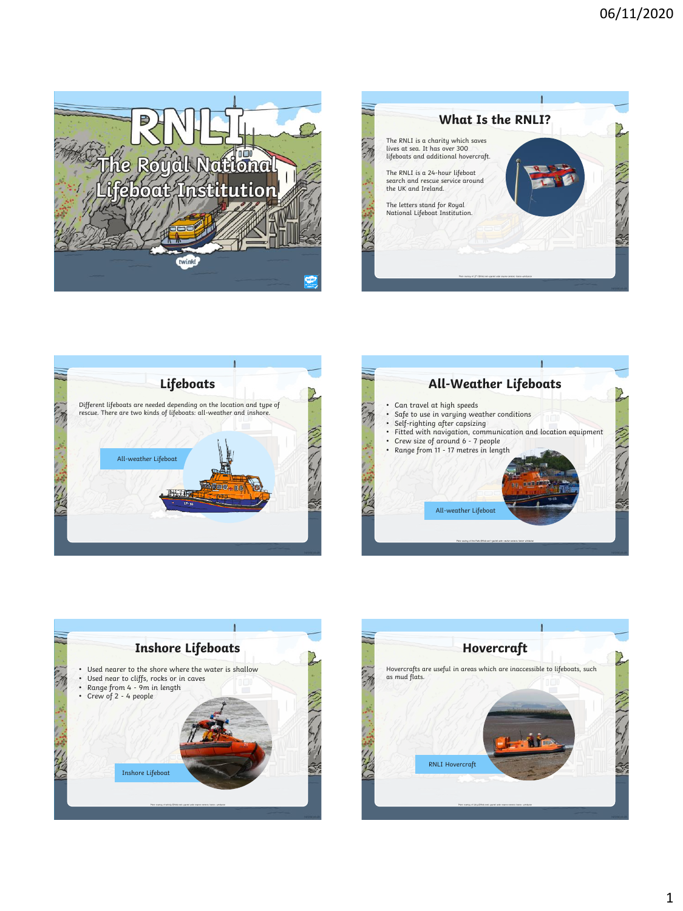# RNLI
## The Royal National Lifeboat Institution

## What Is the RNLI?

The RNLI is a charity which saves lives at sea. It has over 300 lifeboats and additional hovercraft.

The RNLI is a 24-hour lifeboat search and rescue service around the UK and Ireland.

The letters stand for Royal National Lifeboat Institution.

## Lifeboats

Different lifeboats are needed depending on the location and type of rescue. There are two kinds of lifeboats: all-weather and inshore.

All-weather Lifeboat

## All-Weather Lifeboats

- Can travel at high speeds
- Safe to use in varying weather conditions
- Self-righting after capsizing
- Fitted with navigation, communication and location equipment
- Crew size of around 6 - 7 people
- Range from 11 - 17 metres in length

All-weather Lifeboat

## Inshore Lifeboats

- Used nearer to the shore where the water is shallow
- Used near to cliffs, rocks or in caves
- Range from 4 - 9m in length
- Crew of 2 - 4 people

Inshore Lifeboat

## Hovercraft

Hovercrafts are useful in areas which are inaccessible to lifeboats, such as mud flats.

RNLI Hovercraft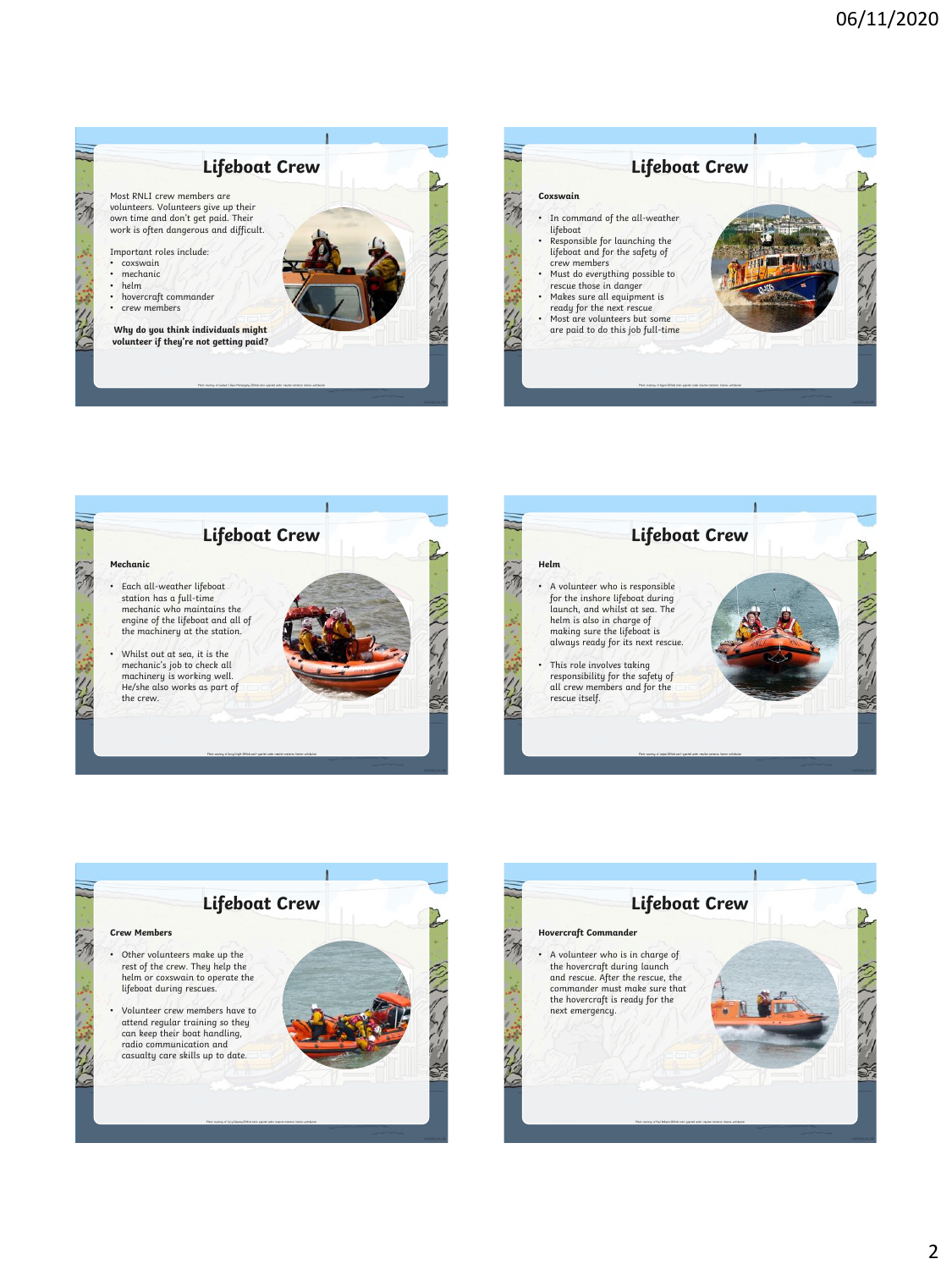## Lifeboat Crew

Most RNLI crew members are volunteers. Volunteers give up their own time and don't get paid. Their work is often dangerous and difficult.

Important roles include:

- coxswain
- mechanic
- helm
- hovercraft commander
- crew members

**Why do you think individuals might volunteer if they're not getting paid?**

## Lifeboat Crew

**Coxswain**

- In command of the all-weather lifeboat
- Responsible for launching the lifeboat and for the safety of crew members
- Must do everything possible to rescue those in danger
- Makes sure all equipment is ready for the next rescue
- Most are volunteers but some are paid to do this job full-time

## Lifeboat Crew

**Mechanic**

- Each all-weather lifeboat station has a full-time mechanic who maintains the engine of the lifeboat and all of the machinery at the station.
- Whilst out at sea, it is the mechanic's job to check all machinery is working well. He/she also works as part of the crew.

## Lifeboat Crew

**Helm**

- A volunteer who is responsible for the inshore lifeboat during launch, and whilst at sea. The helm is also in charge of making sure the lifeboat is always ready for its next rescue.
- This role involves taking responsibility for the safety of all crew members and for the rescue itself.

## Lifeboat Crew

**Crew Members**

- Other volunteers make up the rest of the crew. They help the helm or coxswain to operate the lifeboat during rescues.
- Volunteer crew members have to attend regular training so they can keep their boat handling, radio communication and casualty care skills up to date.

## Lifeboat Crew

**Hovercraft Commander**

- A volunteer who is in charge of the hovercraft during launch and rescue. After the rescue, the commander must make sure that the hovercraft is ready for the next emergency.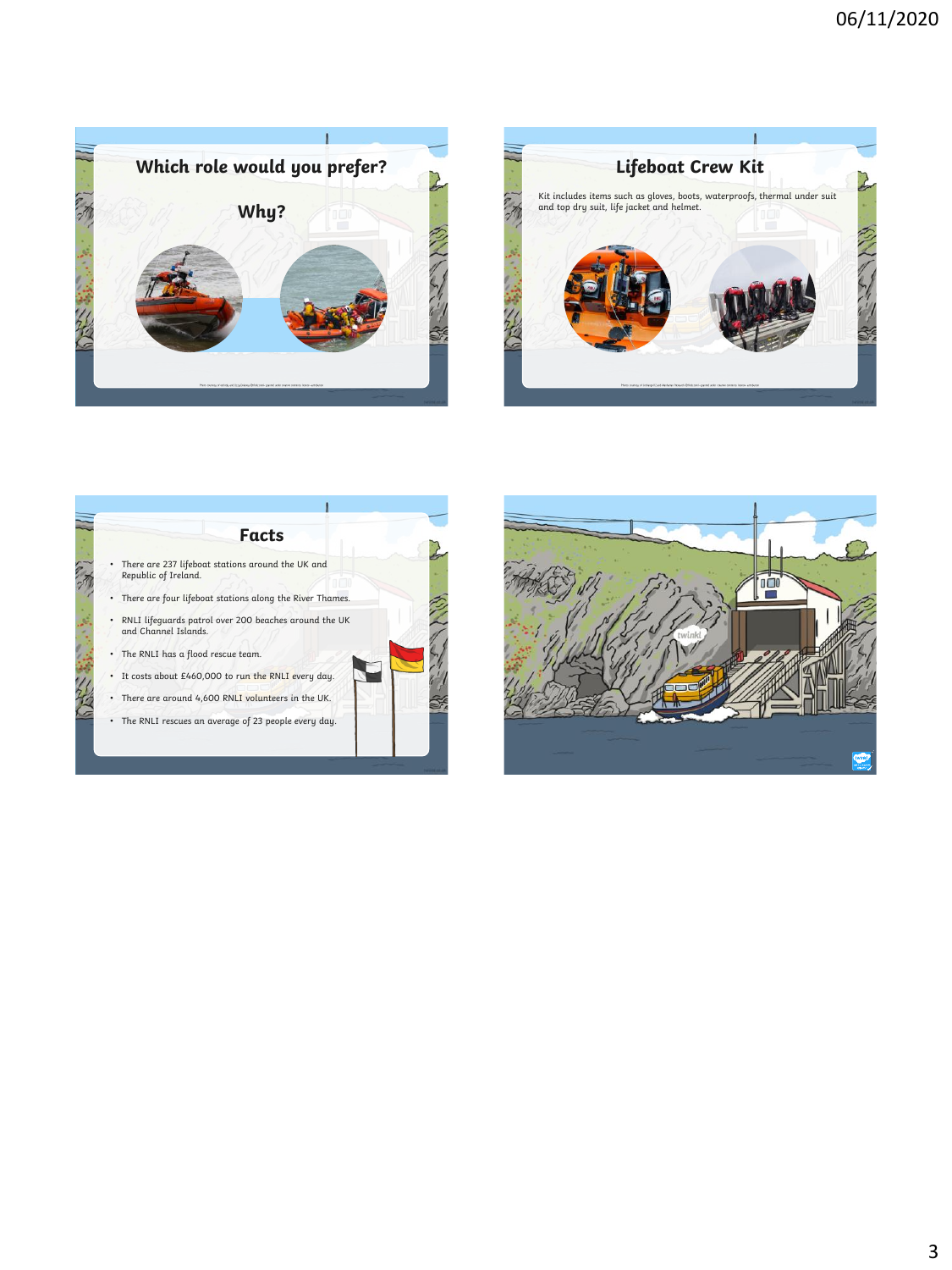## Which role would you prefer?

## Why?

## Lifeboat Crew Kit

Kit includes items such as gloves, boots, waterproofs, thermal under suit and top dry suit, life jacket and helmet.

## Facts

- There are 237 lifeboat stations around the UK and Republic of Ireland.
- There are four lifeboat stations along the River Thames.
- RNLI lifeguards patrol over 200 beaches around the UK and Channel Islands.
- The RNLI has a flood rescue team.
- It costs about £460,000 to run the RNLI every day.
- There are around 4,600 RNLI volunteers in the UK.
- The RNLI rescues an average of 23 people every day.